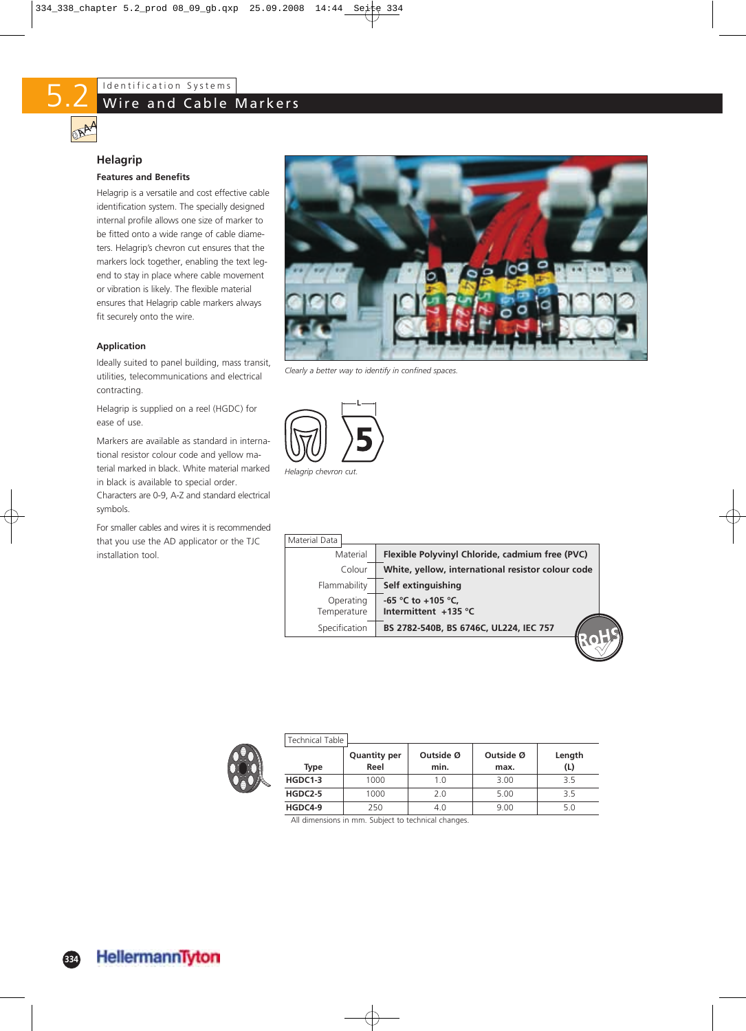# 5.2 Identification Systems

## Wire and Cable Markers

### Helagrip

**Features and Benefits**

Helagrip is a versatile and cost effective cable identification system. The specially designed internal profile allows one size of marker to be fitted onto a wide range of cable diameters. Helagrip's chevron cut ensures that the markers lock together, enabling the text legend to stay in place where cable movement or vibration is likely. The flexible material ensures that Helagrip cable markers always fit securely onto the wire.

**Application**

Ideally suited to panel building, mass transit, utilities, telecommunications and electrical contracting.

Helagrip is supplied on a reel (HGDC) for ease of use.

Markers are available as standard in international resistor colour code and yellow material marked in black. White material marked in black is available to special order. Characters are 0-9, A-Z and standard electrical symbols.

For smaller cables and wires it is recommended that you use the AD applicator or the TJC installation tool.

*Clearly a better way to identify in confined spaces.*

*Helagrip chevron cut.*

| Material Data | |
|---|---|
| Material | **Flexible Polyvinyl Chloride, cadmium free (PVC)** |
| Colour | **White, yellow, international resistor colour code** |
| Flammability | **Self extinguishing** |
| Operating Temperature | **-65 °C to +105 °C, Intermittent +135 °C** |
| Specification | **BS 2782-540B, BS 6746C, UL224, IEC 757** |

RoHS

**Technical Table**

| Type | Quantity per Reel | Outside Ø min. | Outside Ø max. | Length (L) |
|---|---|---|---|---|
| **HGDC1-3** | 1000 | 1.0 | 3.00 | 3.5 |
| **HGDC2-5** | 1000 | 2.0 | 5.00 | 3.5 |
| **HGDC4-9** | 250 | 4.0 | 9.00 | 5.0 |

All dimensions in mm. Subject to technical changes.

HellermannTyton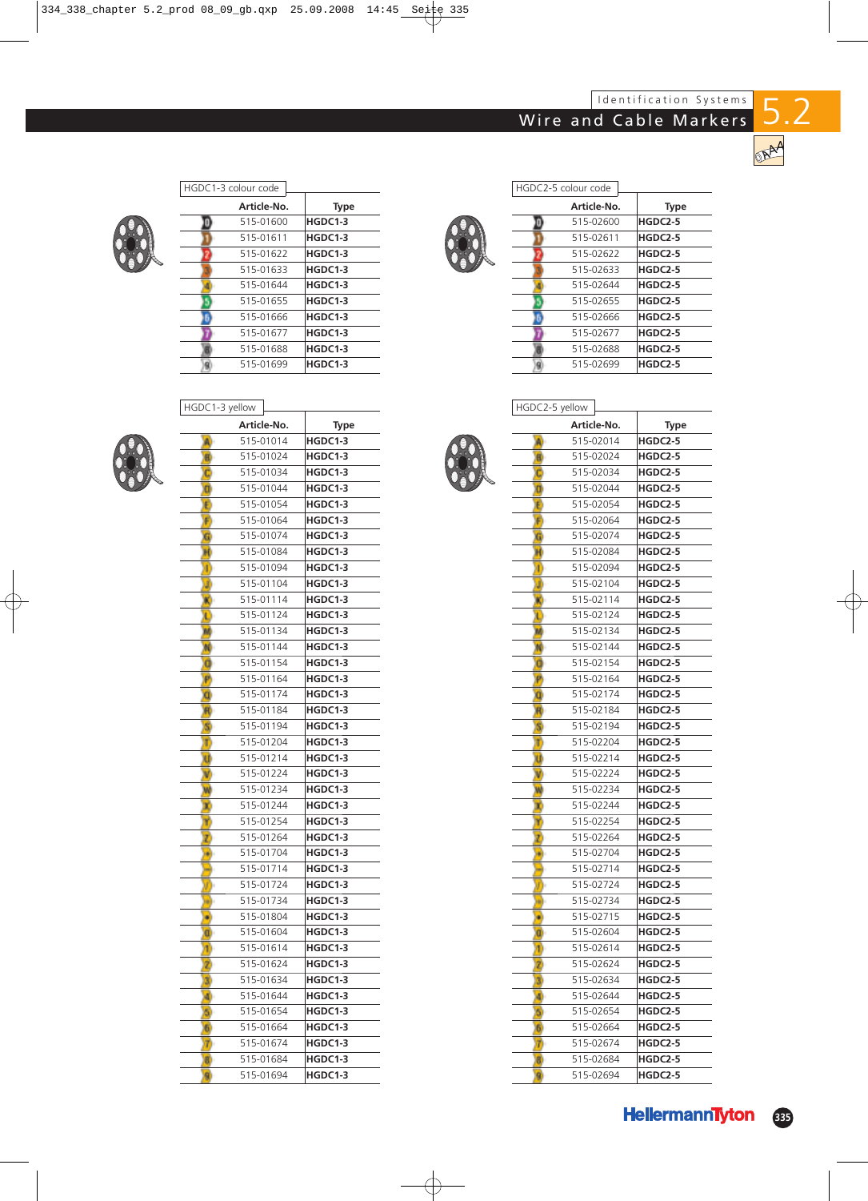## Identification Systems

# 5.2 Wire and Cable Markers

### HGDC1-3 colour code

| | Article-No. | Type |
|---|---|---|
| 0 | 515-01600 | HGDC1-3 |
| 1 | 515-01611 | HGDC1-3 |
| 2 | 515-01622 | HGDC1-3 |
| 3 | 515-01633 | HGDC1-3 |
| 4 | 515-01644 | HGDC1-3 |
| 5 | 515-01655 | HGDC1-3 |
| 6 | 515-01666 | HGDC1-3 |
| 7 | 515-01677 | HGDC1-3 |
| 8 | 515-01688 | HGDC1-3 |
| 9 | 515-01699 | HGDC1-3 |

### HGDC2-5 colour code

| | Article-No. | Type |
|---|---|---|
| 0 | 515-02600 | HGDC2-5 |
| 1 | 515-02611 | HGDC2-5 |
| 2 | 515-02622 | HGDC2-5 |
| 3 | 515-02633 | HGDC2-5 |
| 4 | 515-02644 | HGDC2-5 |
| 5 | 515-02655 | HGDC2-5 |
| 6 | 515-02666 | HGDC2-5 |
| 7 | 515-02677 | HGDC2-5 |
| 8 | 515-02688 | HGDC2-5 |
| 9 | 515-02699 | HGDC2-5 |

### HGDC1-3 yellow

| | Article-No. | Type |
|---|---|---|
| A | 515-01014 | HGDC1-3 |
| B | 515-01024 | HGDC1-3 |
| C | 515-01034 | HGDC1-3 |
| D | 515-01044 | HGDC1-3 |
| E | 515-01054 | HGDC1-3 |
| F | 515-01064 | HGDC1-3 |
| G | 515-01074 | HGDC1-3 |
| H | 515-01084 | HGDC1-3 |
| I | 515-01094 | HGDC1-3 |
| J | 515-01104 | HGDC1-3 |
| K | 515-01114 | HGDC1-3 |
| L | 515-01124 | HGDC1-3 |
| M | 515-01134 | HGDC1-3 |
| N | 515-01144 | HGDC1-3 |
| O | 515-01154 | HGDC1-3 |
| P | 515-01164 | HGDC1-3 |
| Q | 515-01174 | HGDC1-3 |
| R | 515-01184 | HGDC1-3 |
| S | 515-01194 | HGDC1-3 |
| T | 515-01204 | HGDC1-3 |
| U | 515-01214 | HGDC1-3 |
| V | 515-01224 | HGDC1-3 |
| W | 515-01234 | HGDC1-3 |
| X | 515-01244 | HGDC1-3 |
| Y | 515-01254 | HGDC1-3 |
| Z | 515-01264 | HGDC1-3 |
| + | 515-01704 | HGDC1-3 |
| - | 515-01714 | HGDC1-3 |
| / | 515-01724 | HGDC1-3 |
| ↔ | 515-01734 | HGDC1-3 |
| • | 515-01804 | HGDC1-3 |
| 0 | 515-01604 | HGDC1-3 |
| 1 | 515-01614 | HGDC1-3 |
| 2 | 515-01624 | HGDC1-3 |
| 3 | 515-01634 | HGDC1-3 |
| 4 | 515-01644 | HGDC1-3 |
| 5 | 515-01654 | HGDC1-3 |
| 6 | 515-01664 | HGDC1-3 |
| 7 | 515-01674 | HGDC1-3 |
| 8 | 515-01684 | HGDC1-3 |
| 9 | 515-01694 | HGDC1-3 |

### HGDC2-5 yellow

| | Article-No. | Type |
|---|---|---|
| A | 515-02014 | HGDC2-5 |
| B | 515-02024 | HGDC2-5 |
| C | 515-02034 | HGDC2-5 |
| D | 515-02044 | HGDC2-5 |
| E | 515-02054 | HGDC2-5 |
| F | 515-02064 | HGDC2-5 |
| G | 515-02074 | HGDC2-5 |
| H | 515-02084 | HGDC2-5 |
| I | 515-02094 | HGDC2-5 |
| J | 515-02104 | HGDC2-5 |
| K | 515-02114 | HGDC2-5 |
| L | 515-02124 | HGDC2-5 |
| M | 515-02134 | HGDC2-5 |
| N | 515-02144 | HGDC2-5 |
| O | 515-02154 | HGDC2-5 |
| P | 515-02164 | HGDC2-5 |
| Q | 515-02174 | HGDC2-5 |
| R | 515-02184 | HGDC2-5 |
| S | 515-02194 | HGDC2-5 |
| T | 515-02204 | HGDC2-5 |
| U | 515-02214 | HGDC2-5 |
| V | 515-02224 | HGDC2-5 |
| W | 515-02234 | HGDC2-5 |
| X | 515-02244 | HGDC2-5 |
| Y | 515-02254 | HGDC2-5 |
| Z | 515-02264 | HGDC2-5 |
| + | 515-02704 | HGDC2-5 |
| - | 515-02714 | HGDC2-5 |
| / | 515-02724 | HGDC2-5 |
| ↔ | 515-02734 | HGDC2-5 |
| • | 515-02715 | HGDC2-5 |
| 0 | 515-02604 | HGDC2-5 |
| 1 | 515-02614 | HGDC2-5 |
| 2 | 515-02624 | HGDC2-5 |
| 3 | 515-02634 | HGDC2-5 |
| 4 | 515-02644 | HGDC2-5 |
| 5 | 515-02654 | HGDC2-5 |
| 6 | 515-02664 | HGDC2-5 |
| 7 | 515-02674 | HGDC2-5 |
| 8 | 515-02684 | HGDC2-5 |
| 9 | 515-02694 | HGDC2-5 |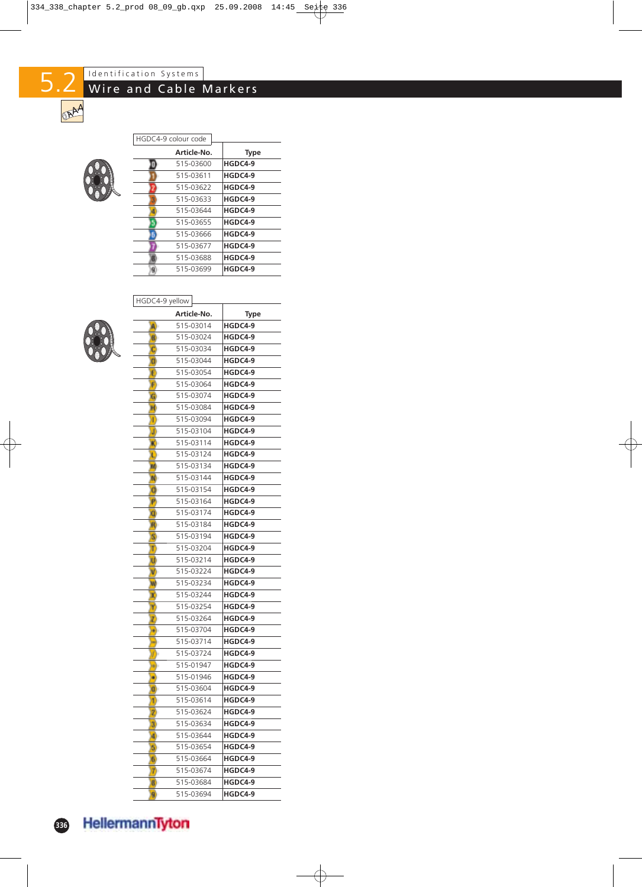# 5.2 Identification Systems

## Wire and Cable Markers

| HGDC4-9 colour code | | |
|---|---|---|
| | **Article-No.** | **Type** |
| 0 | 515-03600 | **HGDC4-9** |
| 1 | 515-03611 | **HGDC4-9** |
| 2 | 515-03622 | **HGDC4-9** |
| 3 | 515-03633 | **HGDC4-9** |
| 4 | 515-03644 | **HGDC4-9** |
| 5 | 515-03655 | **HGDC4-9** |
| 6 | 515-03666 | **HGDC4-9** |
| 7 | 515-03677 | **HGDC4-9** |
| 8 | 515-03688 | **HGDC4-9** |
| 9 | 515-03699 | **HGDC4-9** |

| HGDC4-9 yellow | | |
|---|---|---|
| | **Article-No.** | **Type** |
| A | 515-03014 | **HGDC4-9** |
| B | 515-03024 | **HGDC4-9** |
| C | 515-03034 | **HGDC4-9** |
| D | 515-03044 | **HGDC4-9** |
| E | 515-03054 | **HGDC4-9** |
| F | 515-03064 | **HGDC4-9** |
| G | 515-03074 | **HGDC4-9** |
| H | 515-03084 | **HGDC4-9** |
| I | 515-03094 | **HGDC4-9** |
| J | 515-03104 | **HGDC4-9** |
| K | 515-03114 | **HGDC4-9** |
| L | 515-03124 | **HGDC4-9** |
| M | 515-03134 | **HGDC4-9** |
| N | 515-03144 | **HGDC4-9** |
| O | 515-03154 | **HGDC4-9** |
| P | 515-03164 | **HGDC4-9** |
| Q | 515-03174 | **HGDC4-9** |
| R | 515-03184 | **HGDC4-9** |
| S | 515-03194 | **HGDC4-9** |
| T | 515-03204 | **HGDC4-9** |
| U | 515-03214 | **HGDC4-9** |
| V | 515-03224 | **HGDC4-9** |
| W | 515-03234 | **HGDC4-9** |
| X | 515-03244 | **HGDC4-9** |
| Y | 515-03254 | **HGDC4-9** |
| Z | 515-03264 | **HGDC4-9** |
| + | 515-03704 | **HGDC4-9** |
| - | 515-03714 | **HGDC4-9** |
| / | 515-03724 | **HGDC4-9** |
| = | 515-01947 | **HGDC4-9** |
| • | 515-01946 | **HGDC4-9** |
| 0 | 515-03604 | **HGDC4-9** |
| 1 | 515-03614 | **HGDC4-9** |
| 2 | 515-03624 | **HGDC4-9** |
| 3 | 515-03634 | **HGDC4-9** |
| 4 | 515-03644 | **HGDC4-9** |
| 5 | 515-03654 | **HGDC4-9** |
| 6 | 515-03664 | **HGDC4-9** |
| 7 | 515-03674 | **HGDC4-9** |
| 8 | 515-03684 | **HGDC4-9** |
| 9 | 515-03694 | **HGDC4-9** |

HellermannTyton